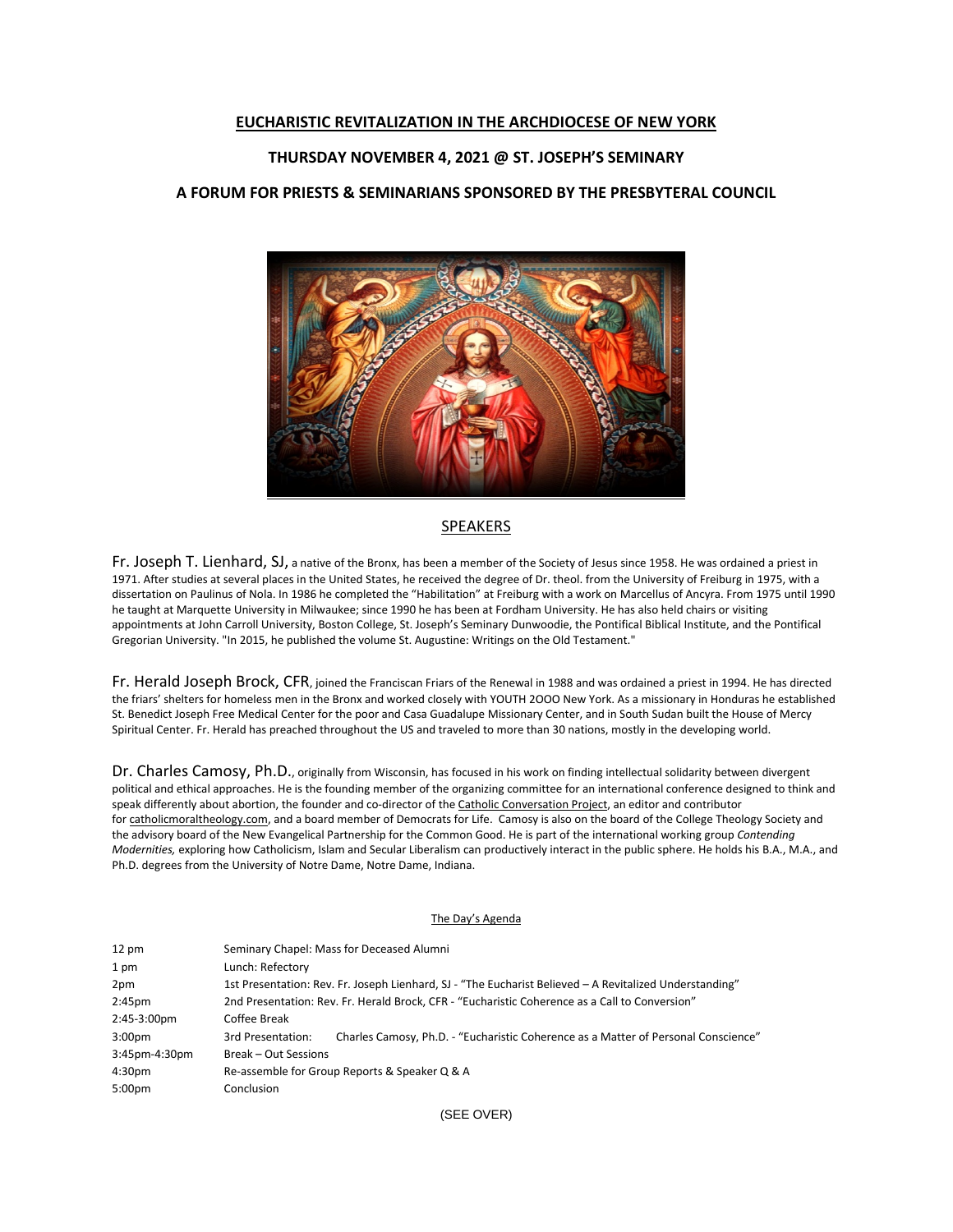# EUCHARISTIC REVITALIZATION IN THE ARCHDIOCESE OF NEW YORK

## THURSDAY NOVEMBER 4, 2021 @ ST. JOSEPH'S SEMINARY

## A FORUM FOR PRIESTS & SEMINARIANS SPONSORED BY THE PRESBYTERAL COUNCIL

## SPEAKERS

**Fr. Joseph T. Lienhard, SJ,** a native of the Bronx, has been a member of the Society of Jesus since 1958. He was ordained a priest in 1971. After studies at several places in the United States, he received the degree of Dr. theol. from the University of Freiburg in 1975, with a dissertation on Paulinus of Nola. In 1986 he completed the "Habilitation" at Freiburg with a work on Marcellus of Ancyra. From 1975 until 1990 he taught at Marquette University in Milwaukee; since 1990 he has been at Fordham University. He has also held chairs or visiting appointments at John Carroll University, Boston College, St. Joseph's Seminary Dunwoodie, the Pontifical Biblical Institute, and the Pontifical Gregorian University. "In 2015, he published the volume St. Augustine: Writings on the Old Testament."

**Fr. Herald Joseph Brock, CFR,** joined the Franciscan Friars of the Renewal in 1988 and was ordained a priest in 1994. He has directed the friars' shelters for homeless men in the Bronx and worked closely with YOUTH 2OOO New York. As a missionary in Honduras he established St. Benedict Joseph Free Medical Center for the poor and Casa Guadalupe Missionary Center, and in South Sudan built the House of Mercy Spiritual Center. Fr. Herald has preached throughout the US and traveled to more than 30 nations, mostly in the developing world.

**Dr. Charles Camosy, Ph.D.,** originally from Wisconsin, has focused in his work on finding intellectual solidarity between divergent political and ethical approaches. He is the founding member of the organizing committee for an international conference designed to think and speak differently about abortion, the founder and co-director of the Catholic Conversation Project, an editor and contributor for catholicmoraltheology.com, and a board member of Democrats for Life. Camosy is also on the board of the College Theology Society and the advisory board of the New Evangelical Partnership for the Common Good. He is part of the international working group *Contending Modernities,* exploring how Catholicism, Islam and Secular Liberalism can productively interact in the public sphere. He holds his B.A., M.A., and Ph.D. degrees from the University of Notre Dame, Notre Dame, Indiana.

### The Day's Agenda

| | |
|---|---|
| 12 pm | Seminary Chapel: Mass for Deceased Alumni |
| 1 pm | Lunch: Refectory |
| 2pm | 1st Presentation: Rev. Fr. Joseph Lienhard, SJ - "The Eucharist Believed – A Revitalized Understanding" |
| 2:45pm | 2nd Presentation: Rev. Fr. Herald Brock, CFR - "Eucharistic Coherence as a Call to Conversion" |
| 2:45-3:00pm | Coffee Break |
| 3:00pm | 3rd Presentation: Charles Camosy, Ph.D. - "Eucharistic Coherence as a Matter of Personal Conscience" |
| 3:45pm-4:30pm | Break – Out Sessions |
| 4:30pm | Re-assemble for Group Reports & Speaker Q & A |
| 5:00pm | Conclusion |

(SEE OVER)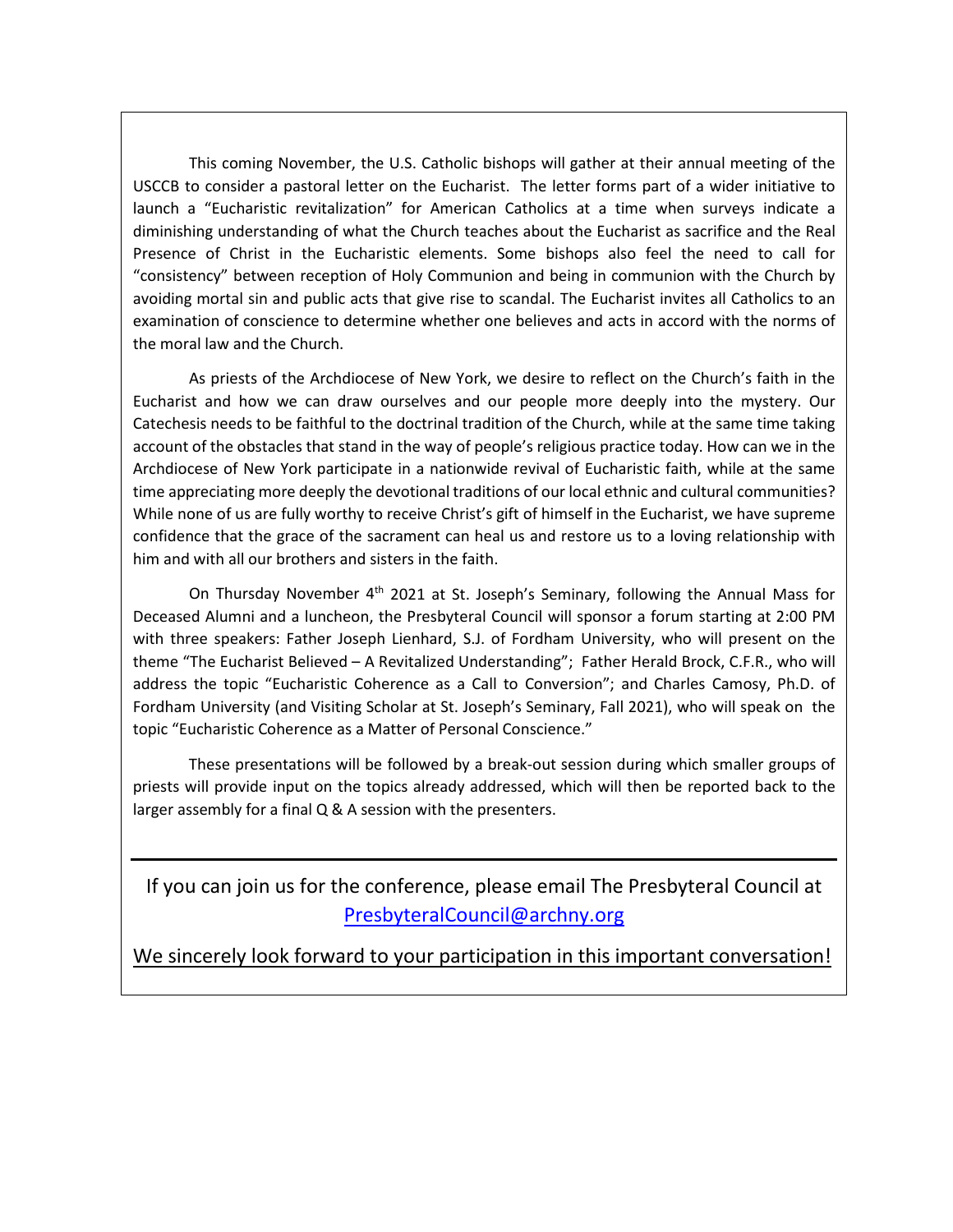This coming November, the U.S. Catholic bishops will gather at their annual meeting of the USCCB to consider a pastoral letter on the Eucharist. The letter forms part of a wider initiative to launch a "Eucharistic revitalization" for American Catholics at a time when surveys indicate a diminishing understanding of what the Church teaches about the Eucharist as sacrifice and the Real Presence of Christ in the Eucharistic elements. Some bishops also feel the need to call for "consistency" between reception of Holy Communion and being in communion with the Church by avoiding mortal sin and public acts that give rise to scandal. The Eucharist invites all Catholics to an examination of conscience to determine whether one believes and acts in accord with the norms of the moral law and the Church.

As priests of the Archdiocese of New York, we desire to reflect on the Church's faith in the Eucharist and how we can draw ourselves and our people more deeply into the mystery. Our Catechesis needs to be faithful to the doctrinal tradition of the Church, while at the same time taking account of the obstacles that stand in the way of people's religious practice today. How can we in the Archdiocese of New York participate in a nationwide revival of Eucharistic faith, while at the same time appreciating more deeply the devotional traditions of our local ethnic and cultural communities? While none of us are fully worthy to receive Christ's gift of himself in the Eucharist, we have supreme confidence that the grace of the sacrament can heal us and restore us to a loving relationship with him and with all our brothers and sisters in the faith.

On Thursday November 4th 2021 at St. Joseph's Seminary, following the Annual Mass for Deceased Alumni and a luncheon, the Presbyteral Council will sponsor a forum starting at 2:00 PM with three speakers: Father Joseph Lienhard, S.J. of Fordham University, who will present on the theme "The Eucharist Believed – A Revitalized Understanding"; Father Herald Brock, C.F.R., who will address the topic "Eucharistic Coherence as a Call to Conversion"; and Charles Camosy, Ph.D. of Fordham University (and Visiting Scholar at St. Joseph's Seminary, Fall 2021), who will speak on the topic "Eucharistic Coherence as a Matter of Personal Conscience."

These presentations will be followed by a break-out session during which smaller groups of priests will provide input on the topics already addressed, which will then be reported back to the larger assembly for a final Q & A session with the presenters.

---

If you can join us for the conference, please email The Presbyteral Council at PresbyteralCouncil@archny.org

We sincerely look forward to your participation in this important conversation!